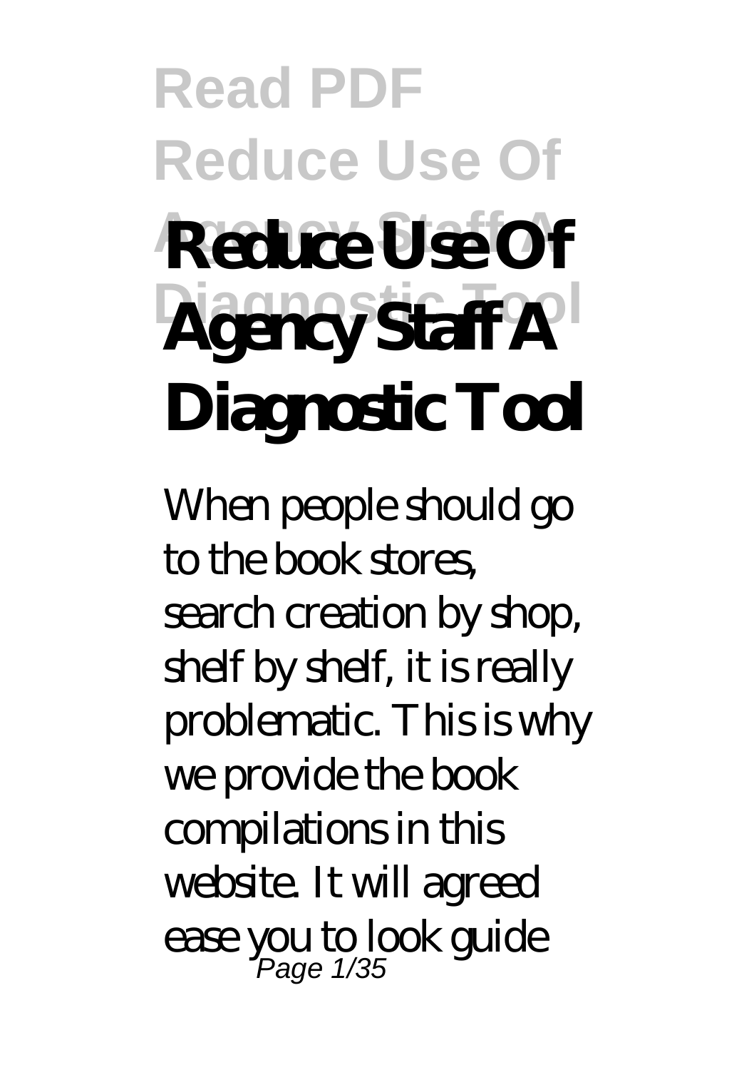# Reduce Use Of Agency Staff A Diagnostic Tool

When people should go to the book stores, search creation by shop, shelf by shelf, it is really problematic. This is why we provide the book compilations in this website. It will agreed ease you to look guide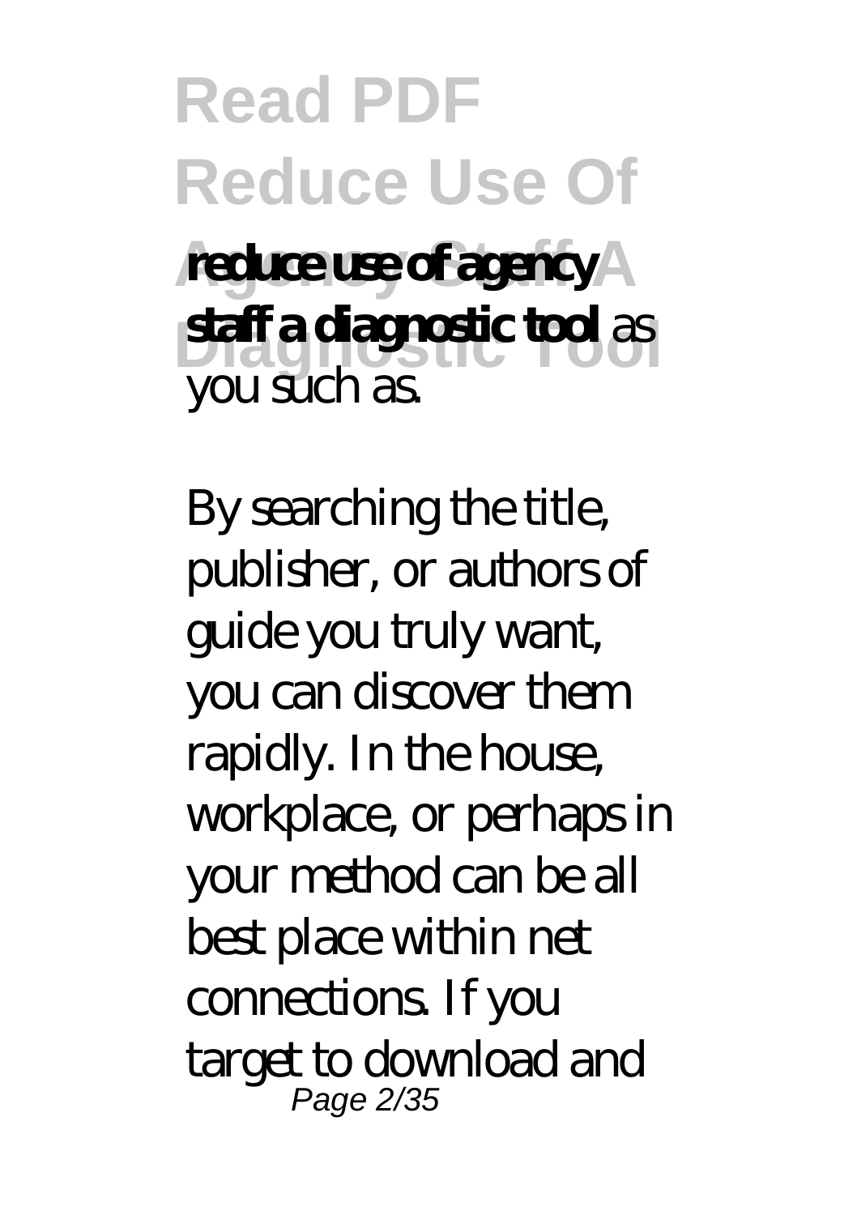**reduce use of agency staff a diagnostic tool** as you such as.

By searching the title, publisher, or authors of guide you truly want, you can discover them rapidly. In the house, workplace, or perhaps in your method can be all best place within net connections. If you target to download and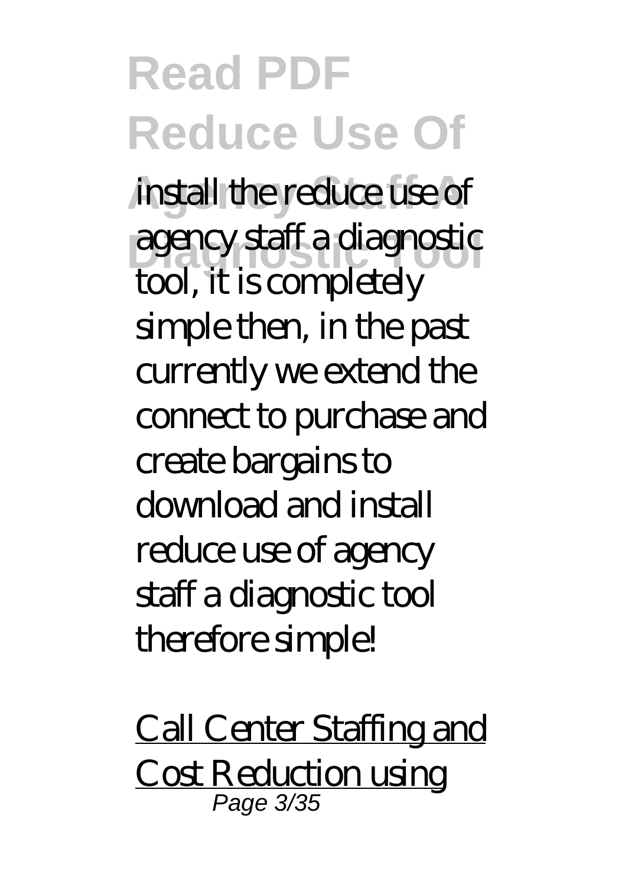install the reduce use of agency staff a diagnostic tool, it is completely simple then, in the past currently we extend the connect to purchase and create bargains to download and install reduce use of agency staff a diagnostic tool therefore simple!

Call Center Staffing and Cost Reduction using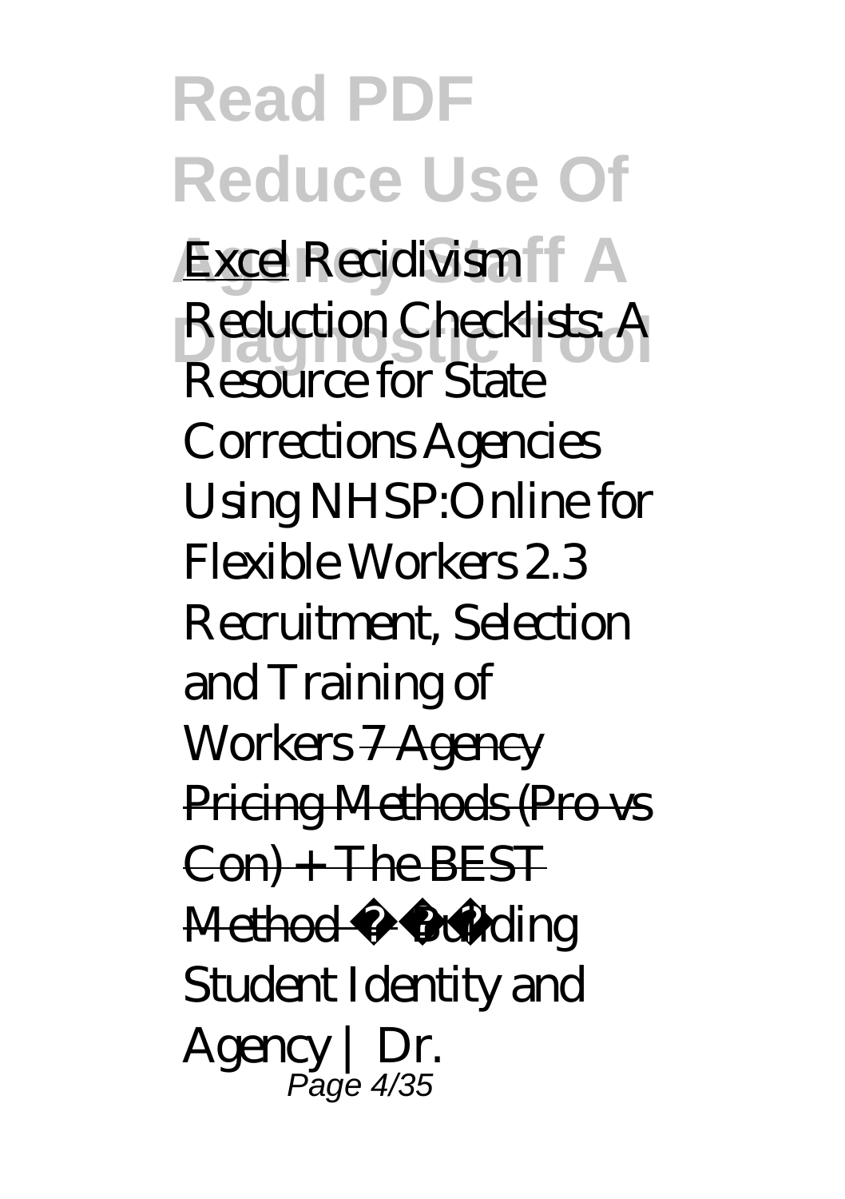Excel *Recidivism Reduction Checklists: A Resource for State Corrections Agencies* *Using NHSP:Online for Flexible Workers 2.3 Recruitment, Selection and Training of Workers* ~~7 Agency Pricing Methods (Pro vs Con) + The BEST Method~~ *Building Student Identity and Agency | Dr.*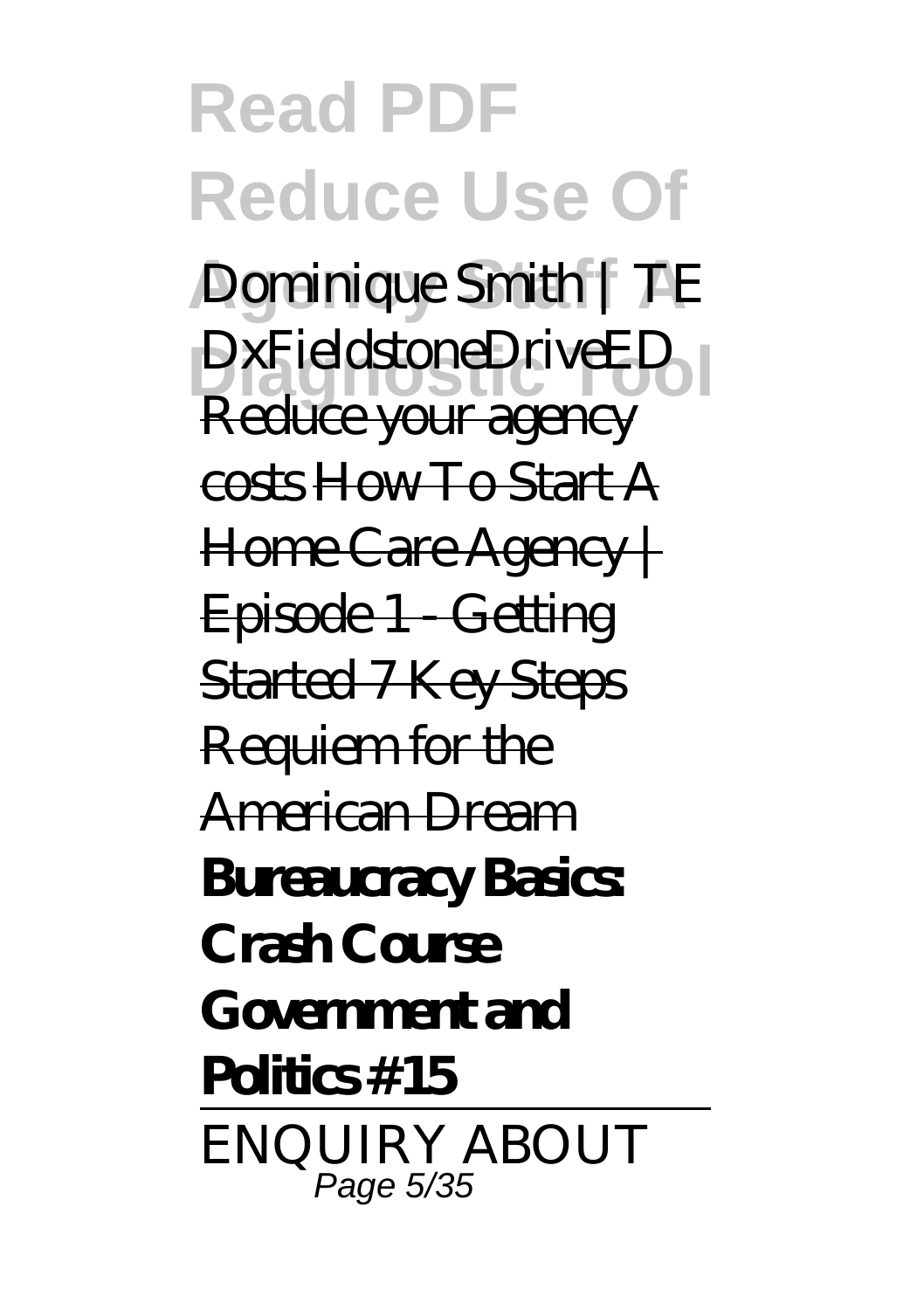*Dominique Smith | TEDxFieldstoneDriveED* Reduce your agency costs How To Start A Home Care Agency | Episode 1 - Getting Started 7 Key Steps Requiem for the American Dream **Bureaucracy Basics: Crash Course Government and Politics #15**

ENQUIRY ABOUT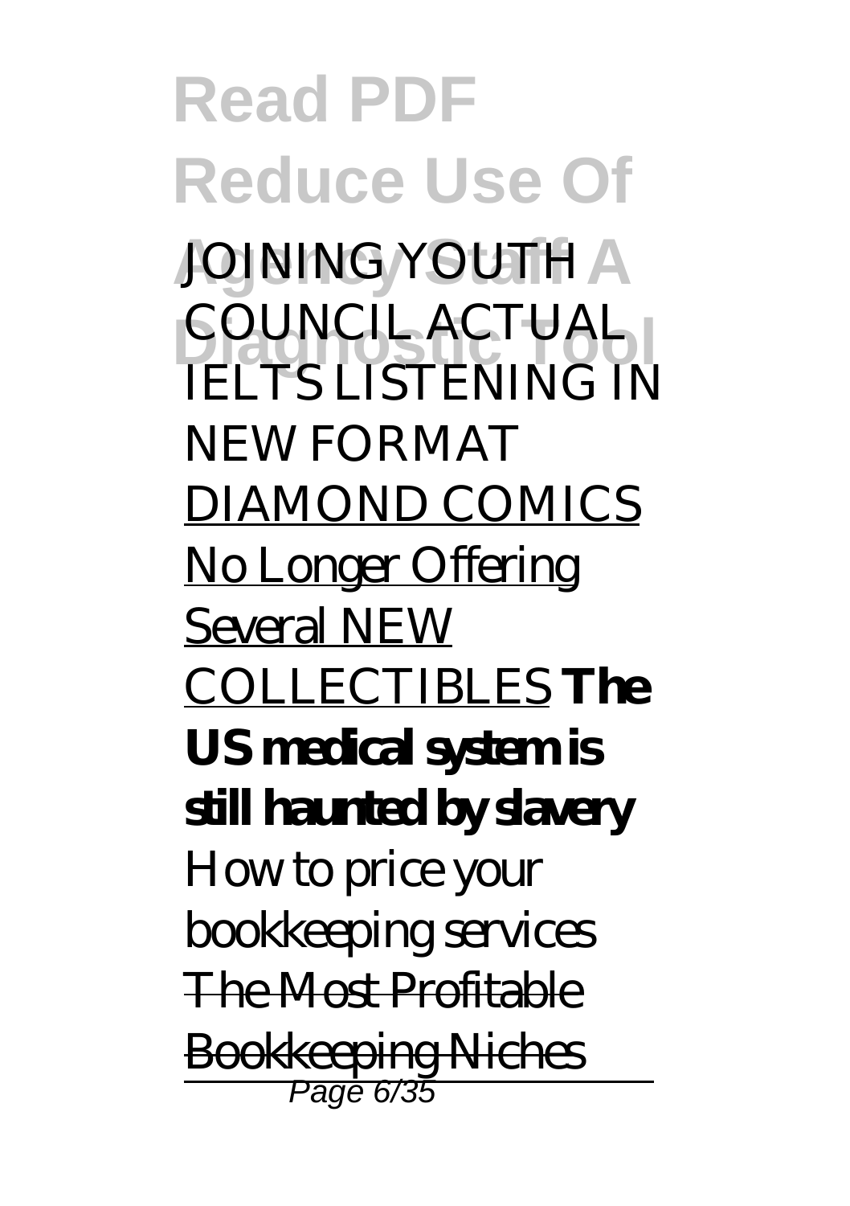*JOINING YOUTH COUNCIL ACTUAL IELTS LISTENING IN NEW FORMAT*

DIAMOND COMICS No Longer Offering Several NEW COLLECTIBLES **The US medical system is still haunted by slavery**

*How to price your bookkeeping services*

~~The Most Profitable Bookkeeping Niches~~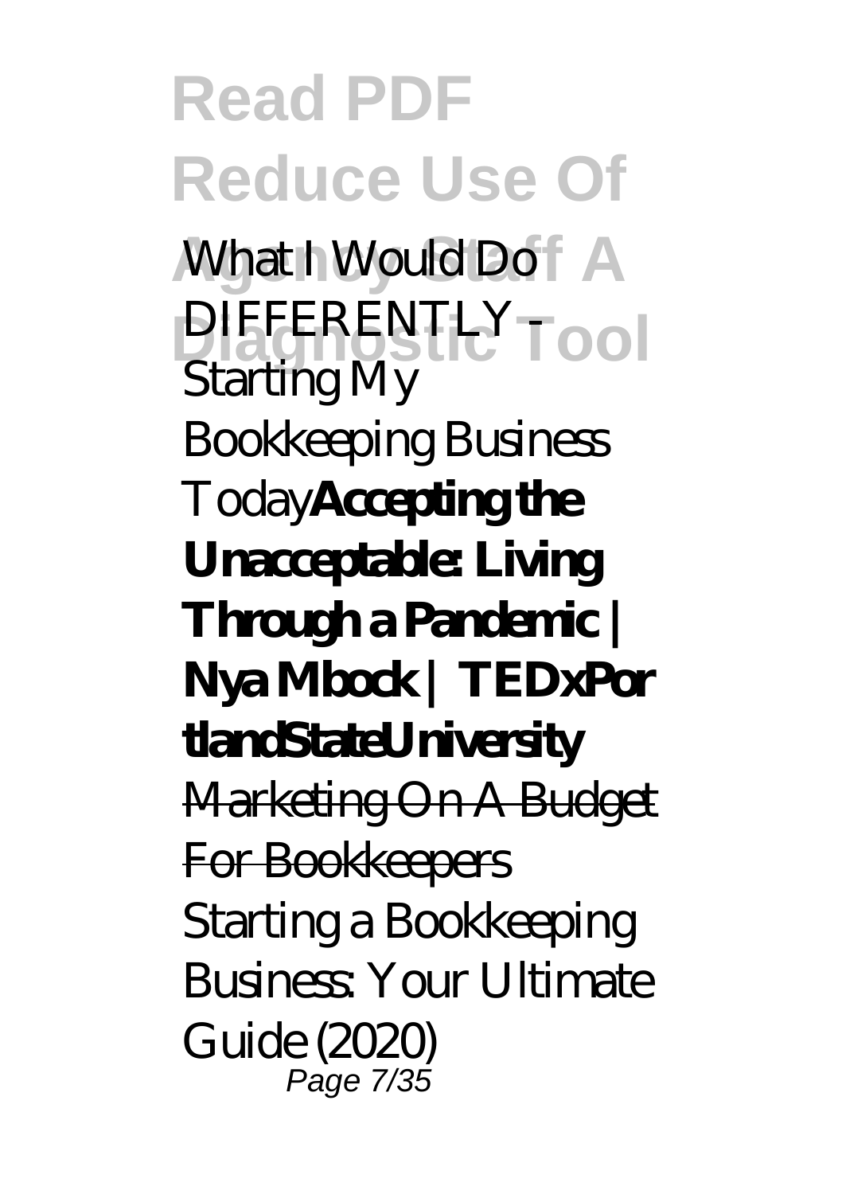*What I Would Do DIFFERENTLY - Starting My Bookkeeping Business Today* **Accepting the Unacceptable: Living Through a Pandemic | Nya Mbock | TEDxPortlandStateUniversity** ~~Marketing On A Budget For Bookkeepers~~ *Starting a Bookkeeping Business: Your Ultimate Guide (2020)*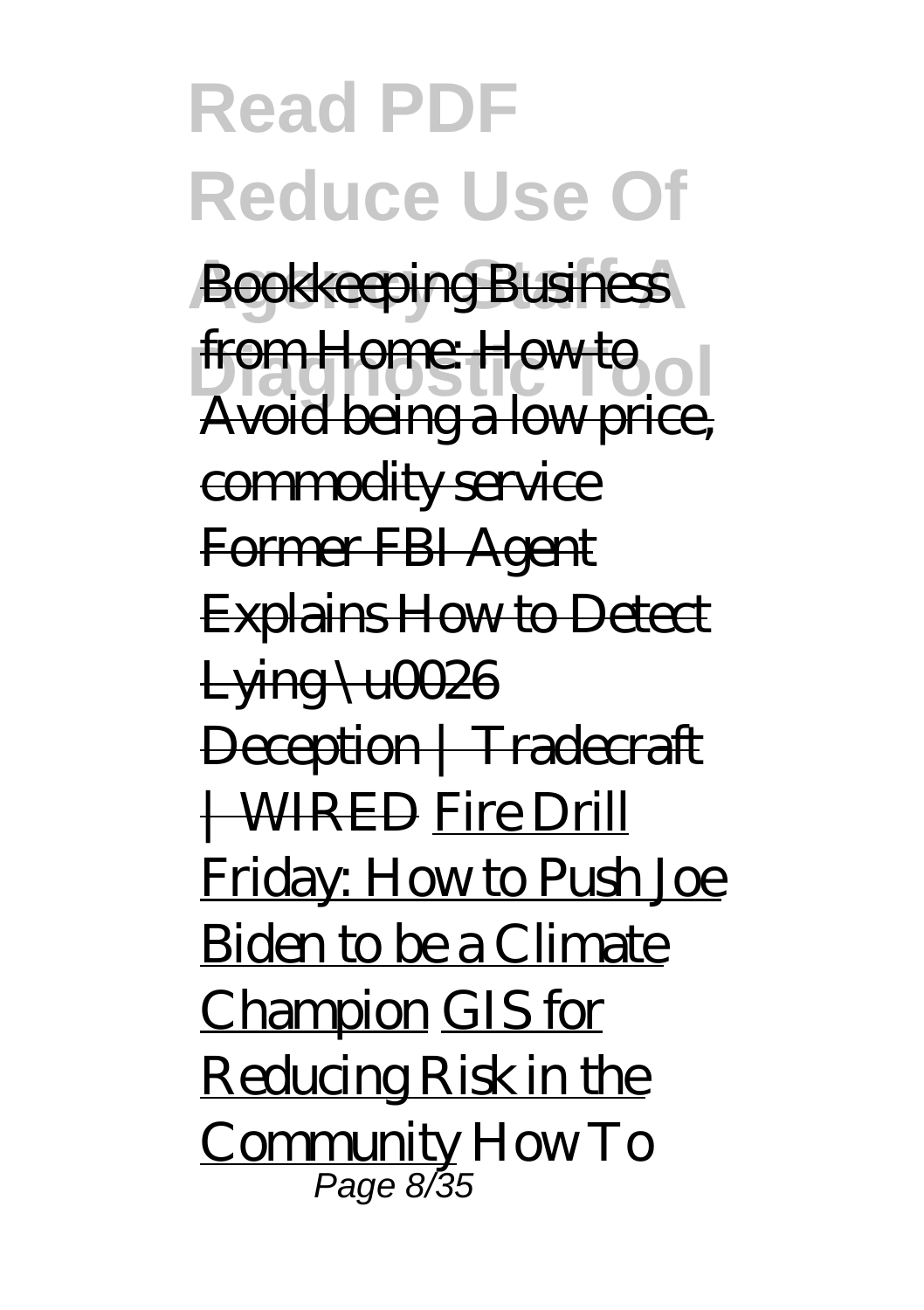Bookkeeping Business from Home: How to Avoid being a low price, commodity service Former FBI Agent Explains How to Detect Lying \u0026 Deception | Tradecraft | WIRED Fire Drill Friday: How to Push Joe Biden to be a Climate Champion GIS for Reducing Risk in the Community *How To*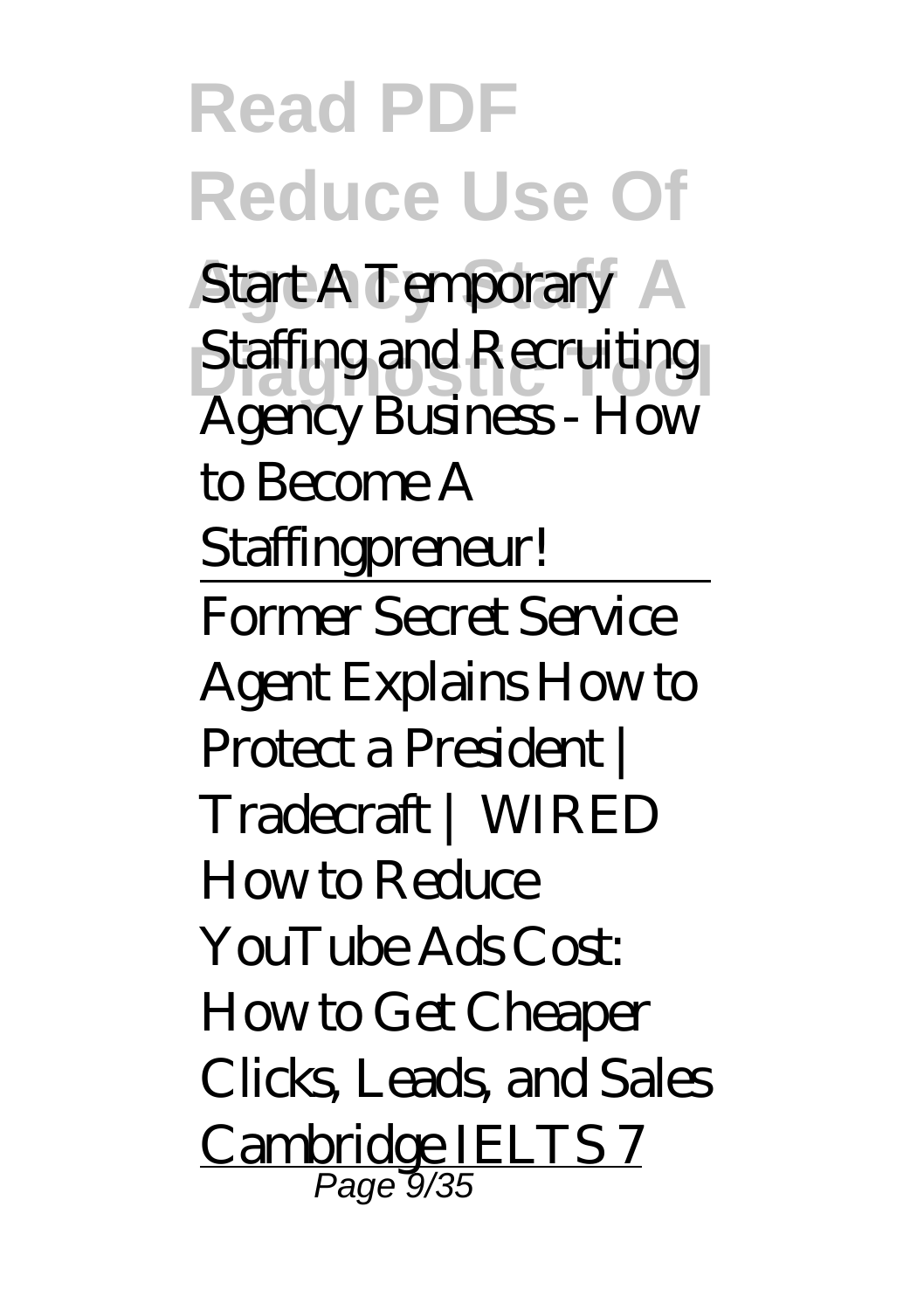*Start A Temporary Staffing and Recruiting Agency Business - How to Become A Staffingpreneur!*

---

*Former Secret Service Agent Explains How to Protect a President | Tradecraft | WIRED* *How to Reduce YouTube Ads Cost: How to Get Cheaper Clicks, Leads, and Sales* Cambridge IELTS 7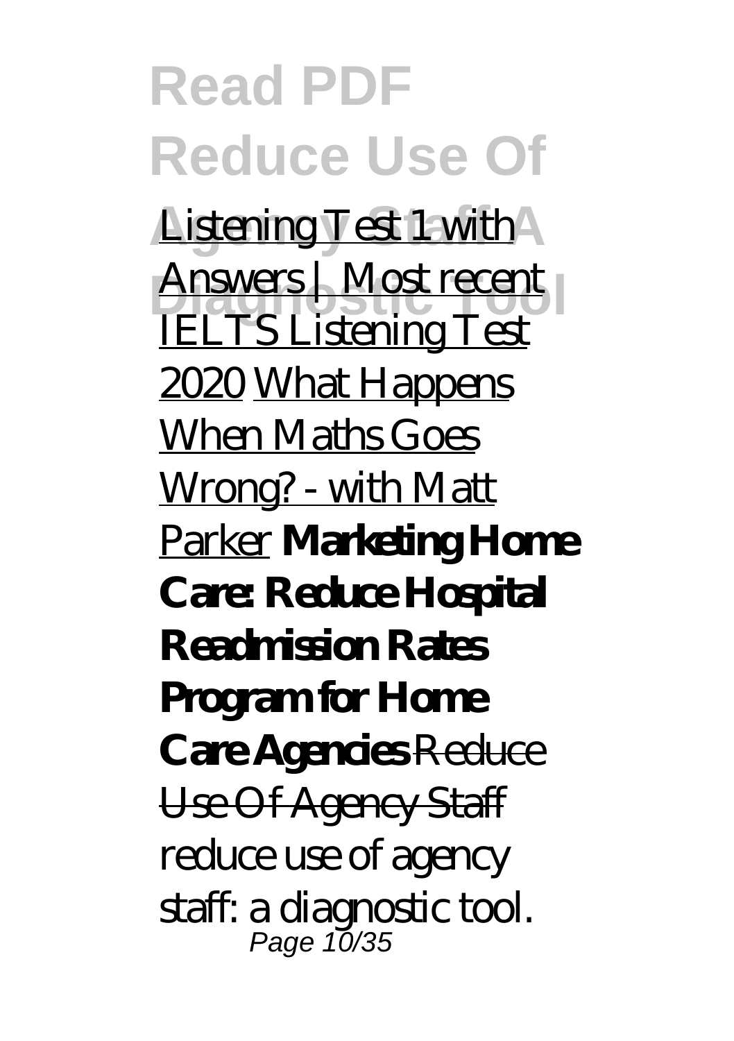Listening Test 1 with Answers | Most recent IELTS Listening Test 2020 What Happens When Maths Goes Wrong? - with Matt Parker **Marketing Home Care: Reduce Hospital Readmission Rates Program for Home Care Agencies** Reduce Use Of Agency Staff

reduce use of agency staff: a diagnostic tool.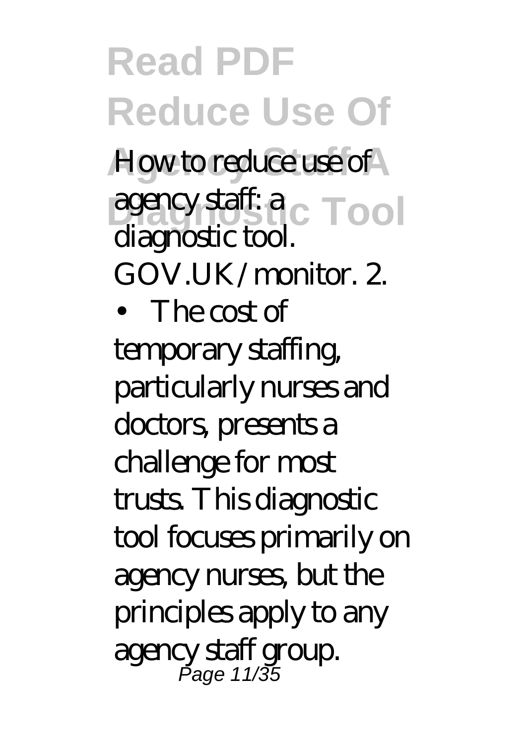How to reduce use of agency staff: a diagnostic tool. GOV.UK/monitor. 2.

- The cost of temporary staffing, particularly nurses and doctors, presents a challenge for most trusts. This diagnostic tool focuses primarily on agency nurses, but the principles apply to any agency staff group.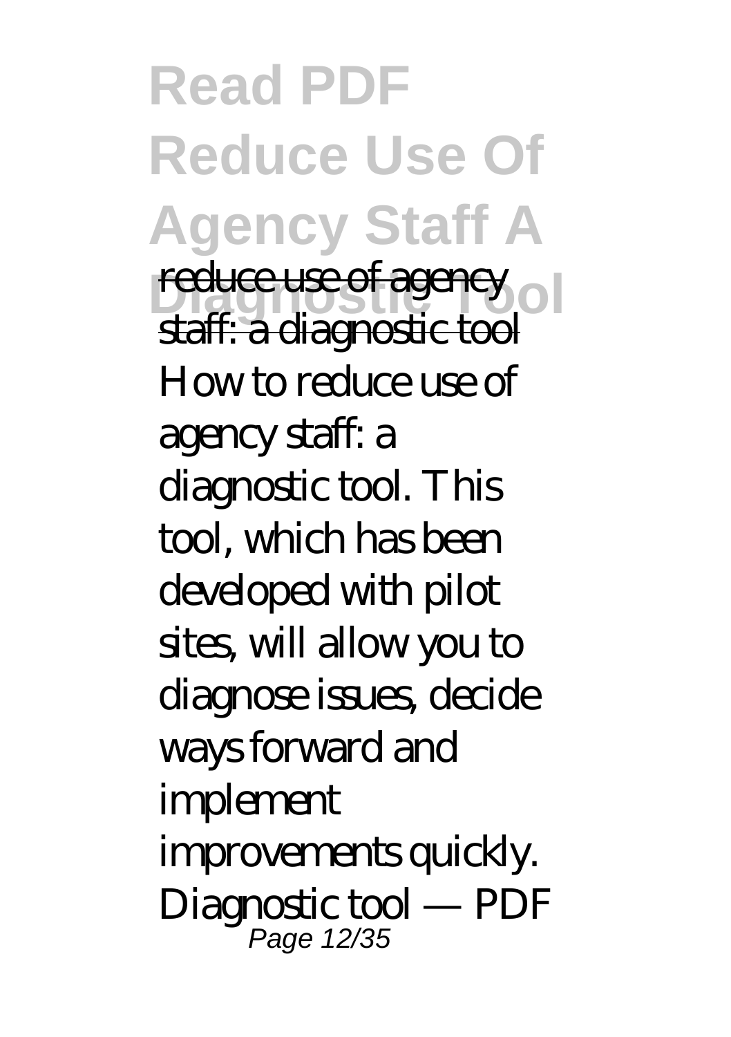reduce use of agency staff: a diagnostic tool

How to reduce use of agency staff: a diagnostic tool. This tool, which has been developed with pilot sites, will allow you to diagnose issues, decide ways forward and implement improvements quickly. Diagnostic tool — PDF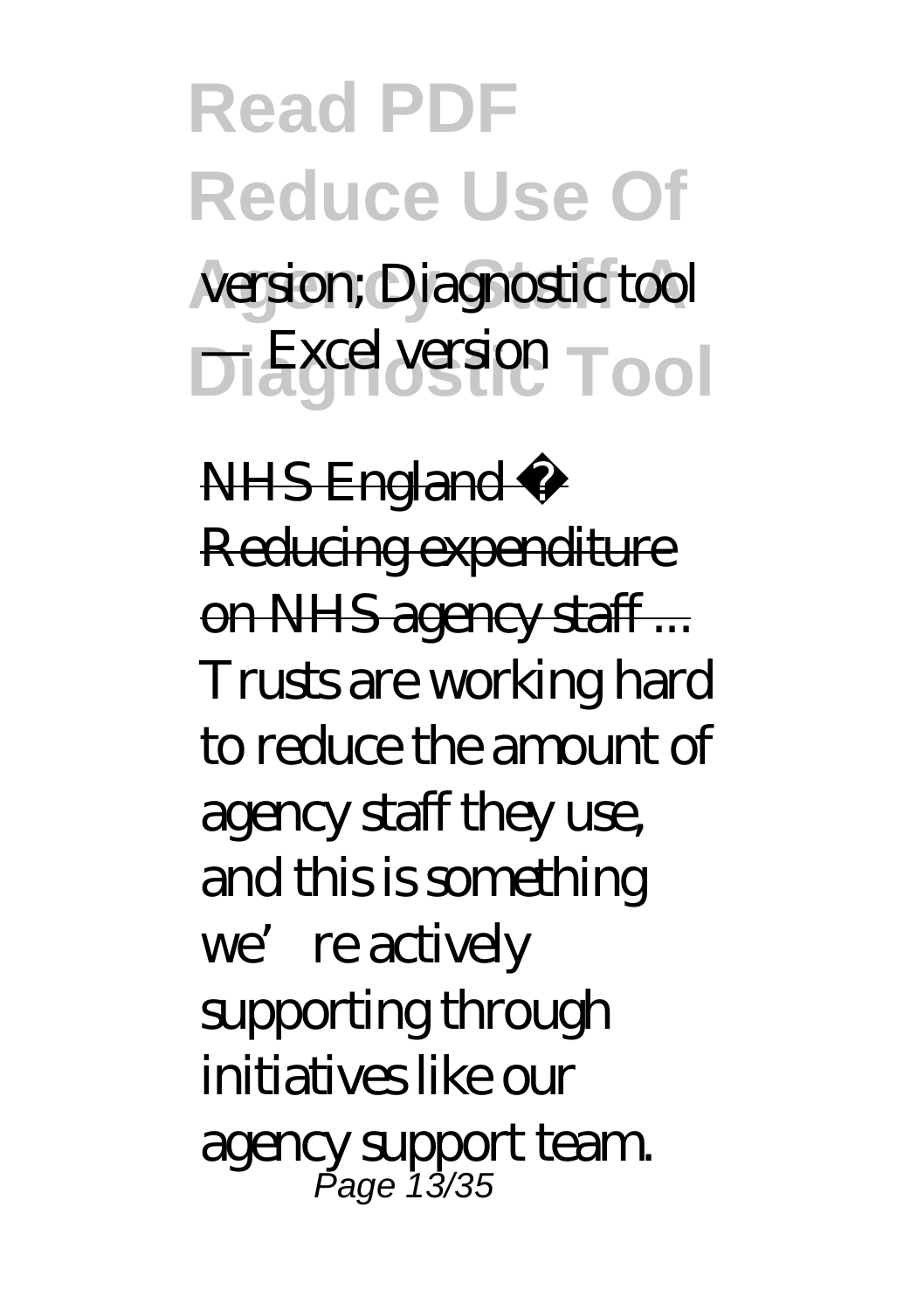version; Diagnostic tool — Excel version

NHS England » Reducing expenditure on NHS agency staff ...

Trusts are working hard to reduce the amount of agency staff they use, and this is something we're actively supporting through initiatives like our agency support team.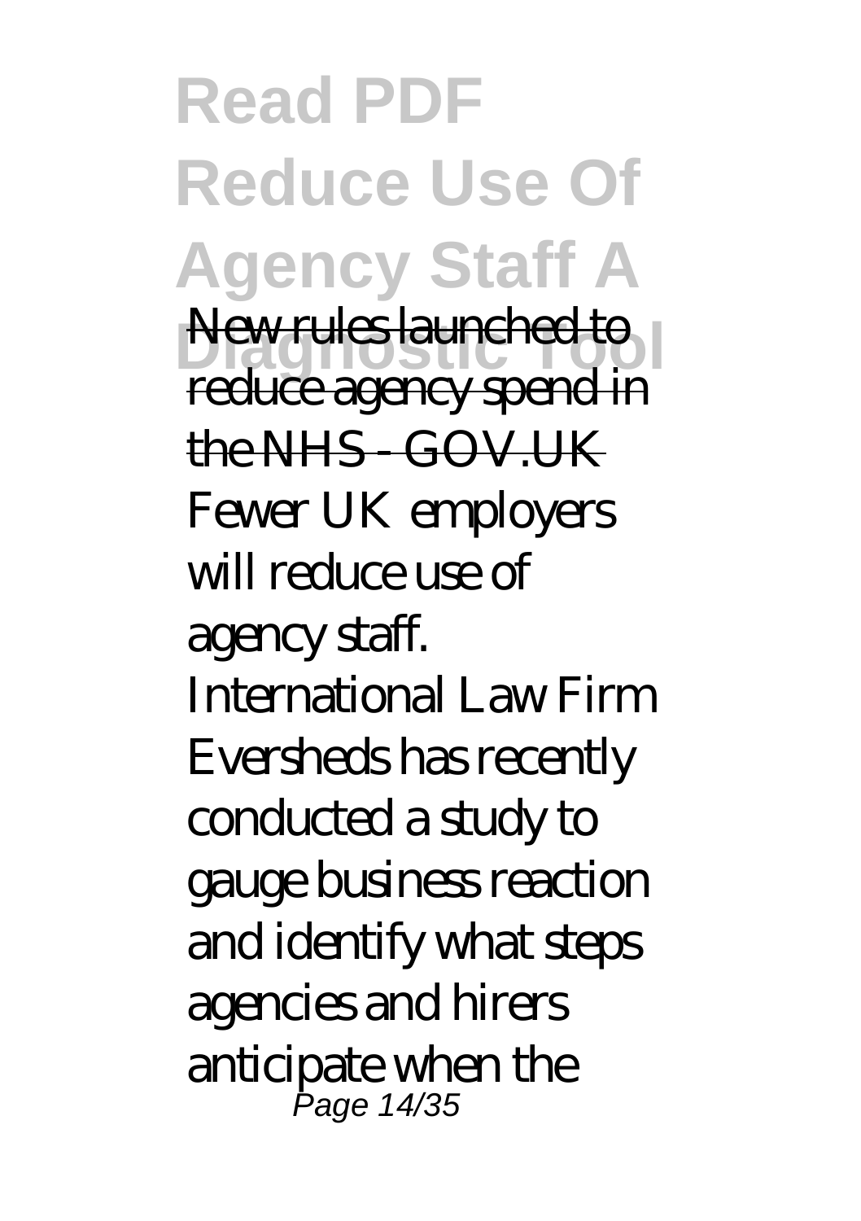New rules launched to reduce agency spend in the NHS - GOV.UK

Fewer UK employers will reduce use of agency staff. International Law Firm Eversheds has recently conducted a study to gauge business reaction and identify what steps agencies and hirers anticipate when the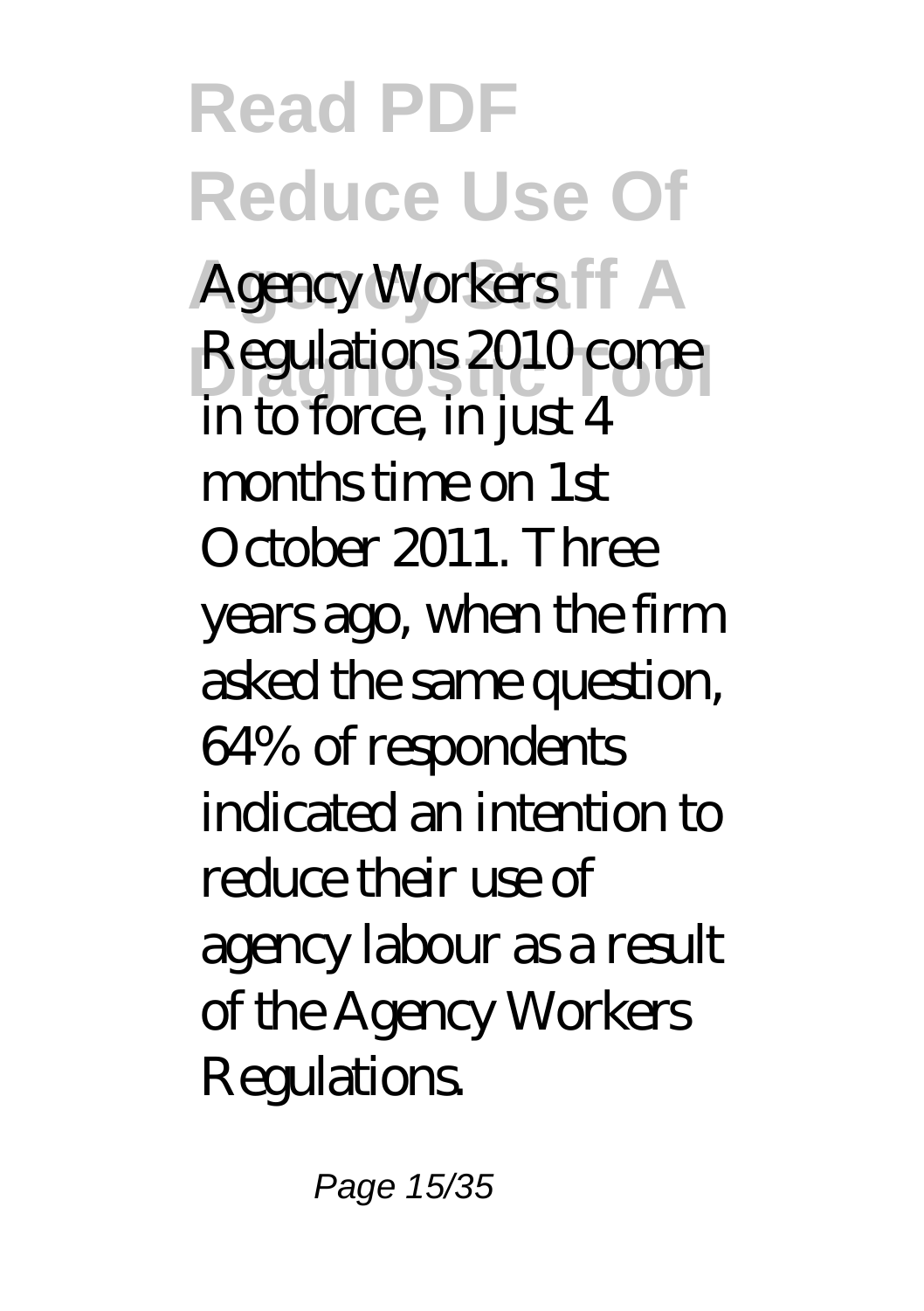Agency Workers Regulations 2010 come in to force, in just 4 months time on 1st October 2011. Three years ago, when the firm asked the same question, 64% of respondents indicated an intention to reduce their use of agency labour as a result of the Agency Workers Regulations.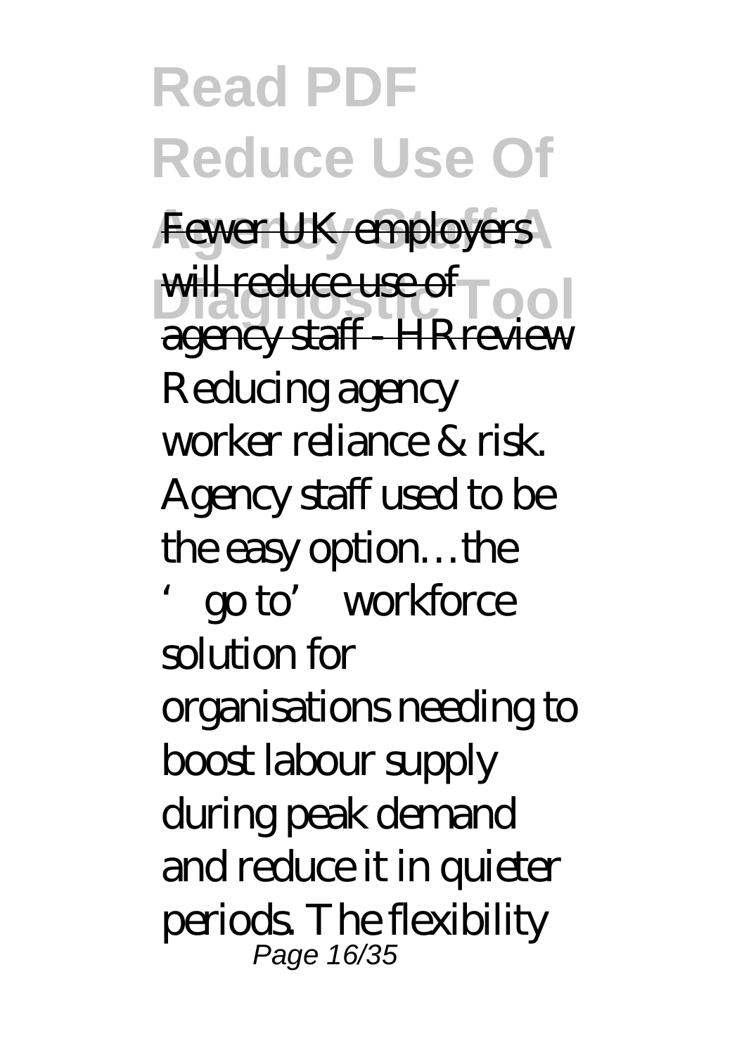Fewer UK employers will reduce use of agency staff - HRreview

Reducing agency worker reliance & risk. Agency staff used to be the easy option…the 'go to' workforce solution for organisations needing to boost labour supply during peak demand and reduce it in quieter periods. The flexibility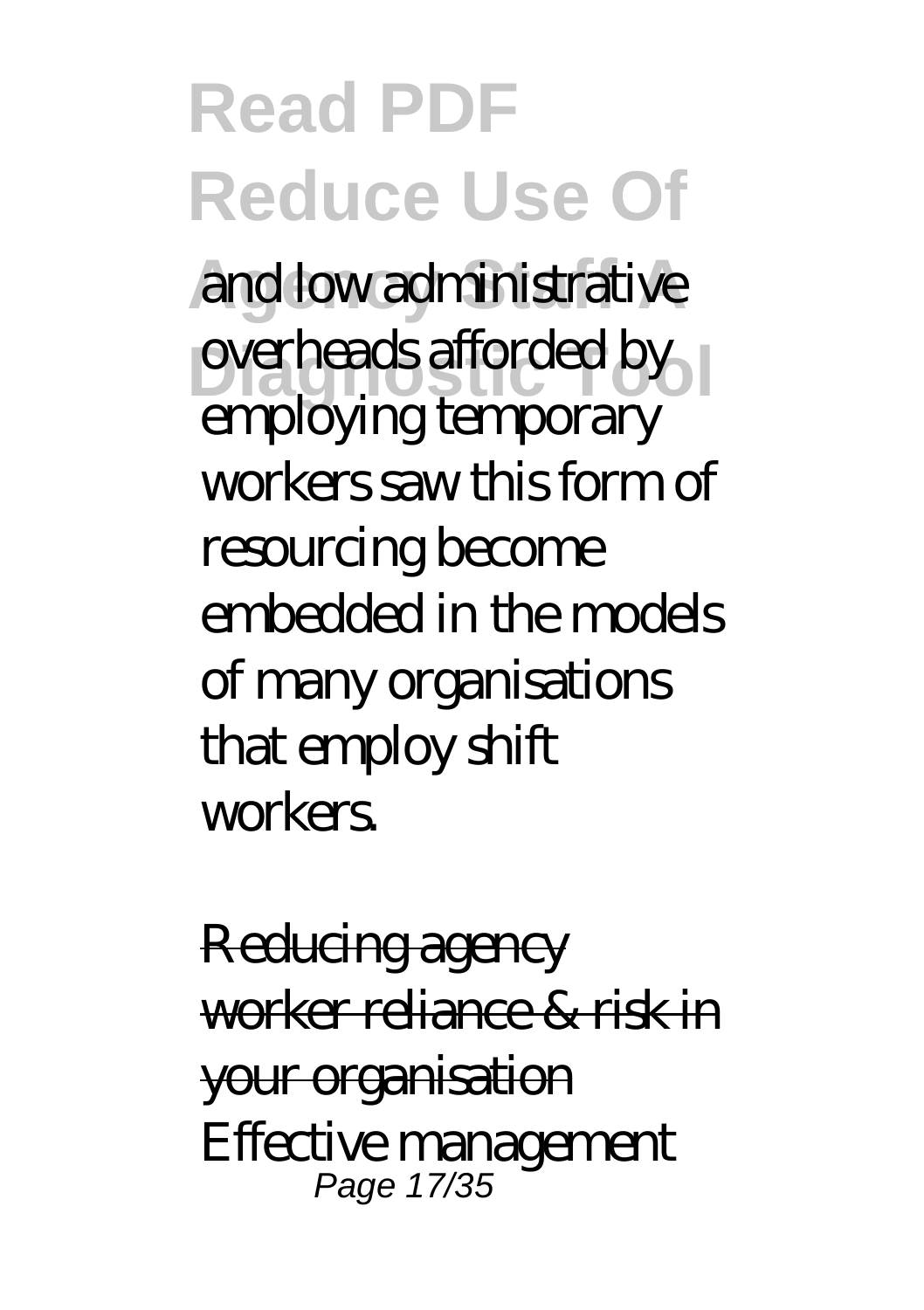and low administrative overheads afforded by employing temporary workers saw this form of resourcing become embedded in the models of many organisations that employ shift workers.

Reducing agency worker reliance & risk in your organisation

Effective management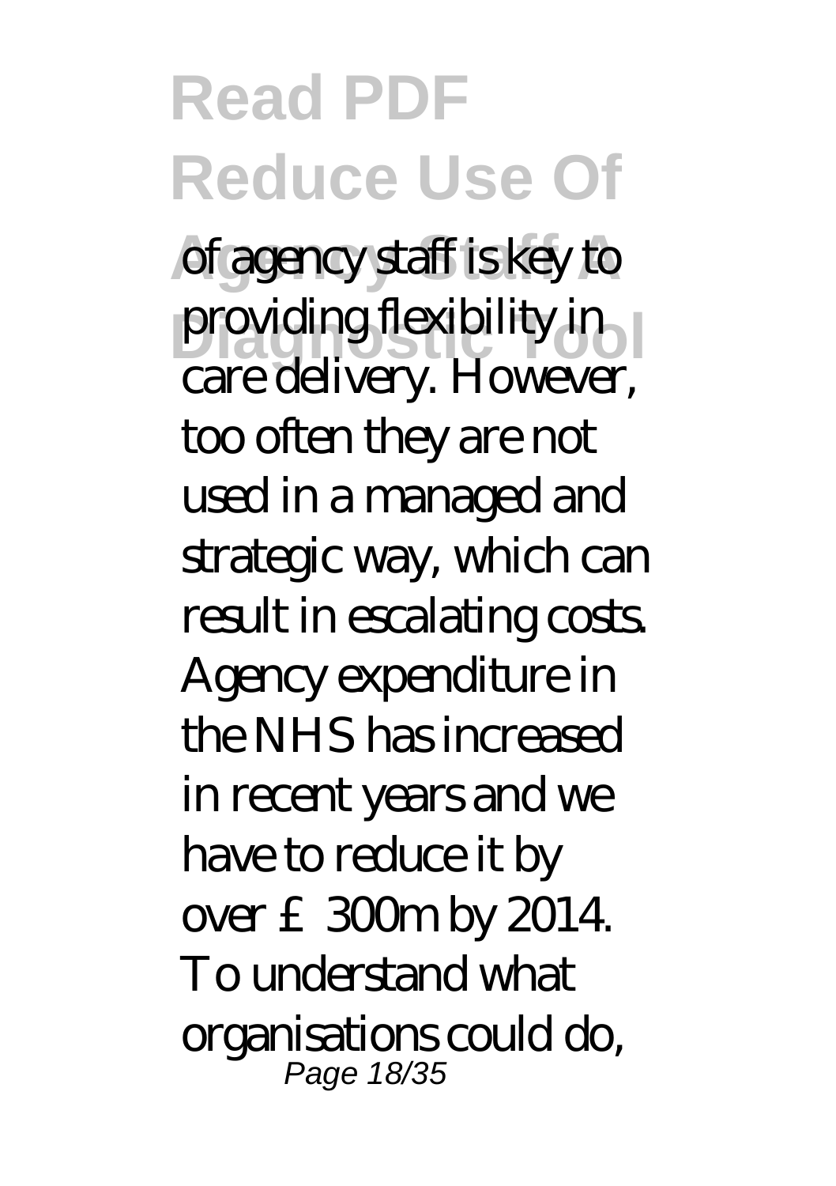of agency staff is key to providing flexibility in care delivery. However, too often they are not used in a managed and strategic way, which can result in escalating costs. Agency expenditure in the NHS has increased in recent years and we have to reduce it by over £300m by 2014. To understand what organisations could do,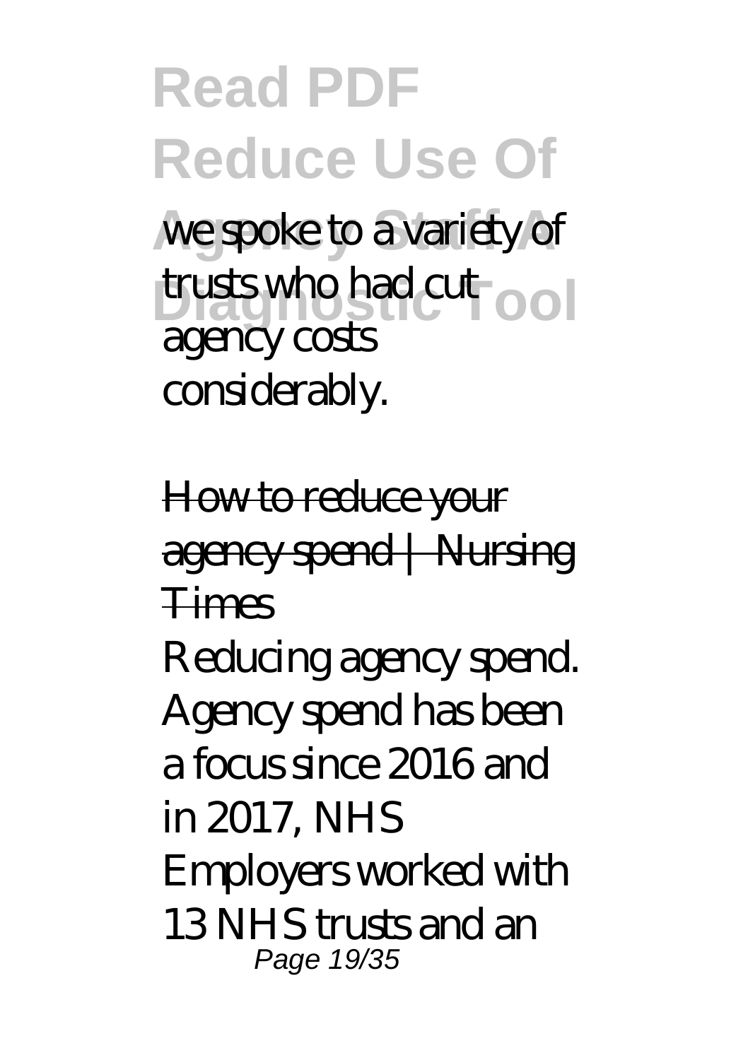we spoke to a variety of trusts who had cut agency costs considerably.

How to reduce your agency spend | Nursing Times

Reducing agency spend. Agency spend has been a focus since 2016 and in 2017, NHS Employers worked with 13 NHS trusts and an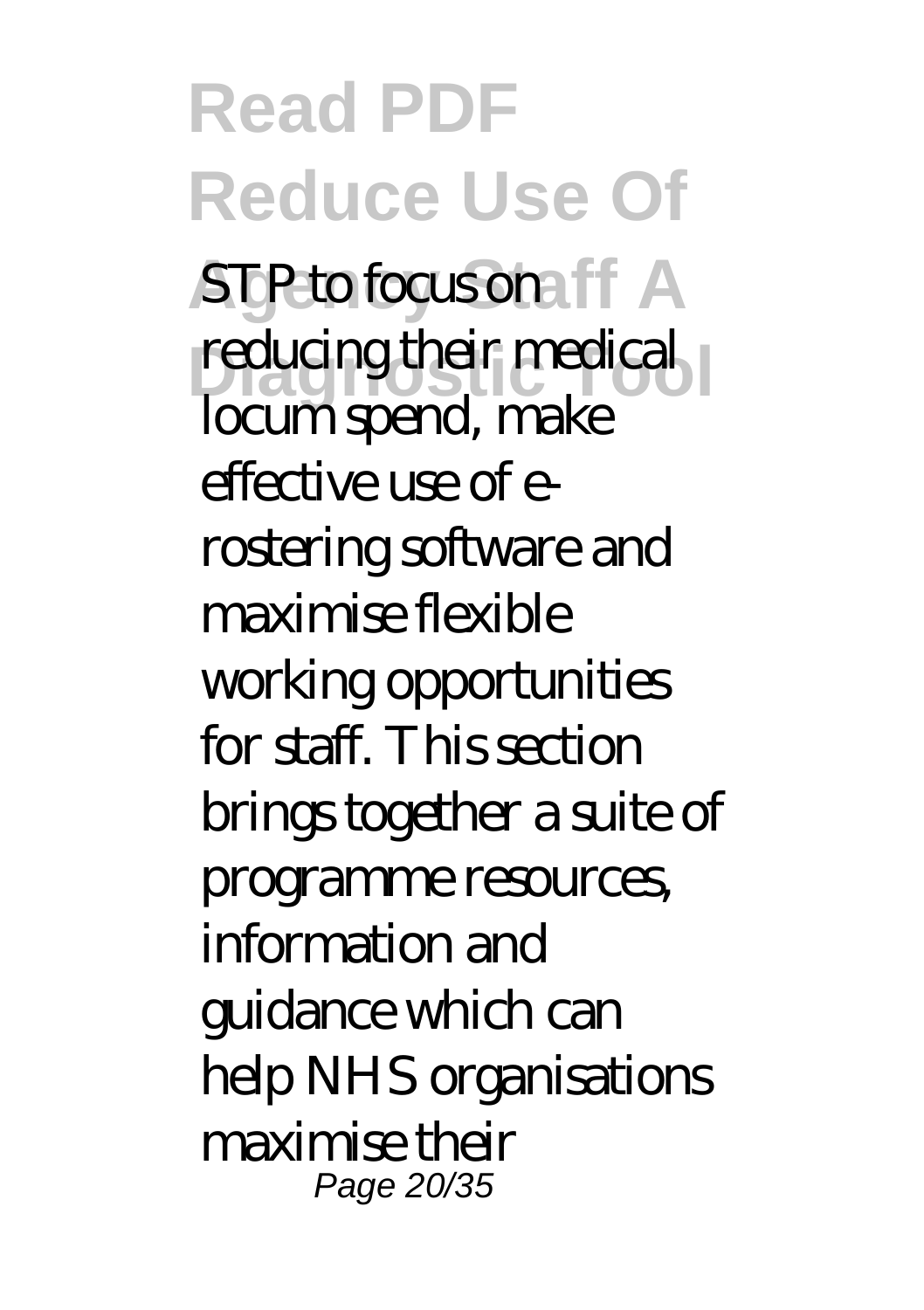STP to focus on reducing their medical locum spend, make effective use of e-rostering software and maximise flexible working opportunities for staff. This section brings together a suite of programme resources, information and guidance which can help NHS organisations maximise their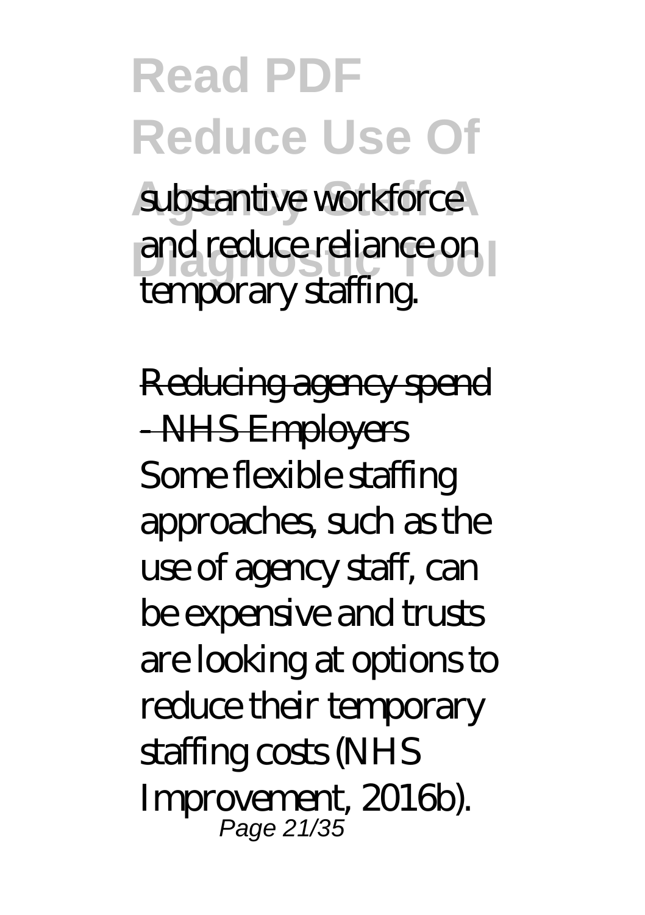substantive workforce and reduce reliance on temporary staffing.

Reducing agency spend - NHS Employers

Some flexible staffing approaches, such as the use of agency staff, can be expensive and trusts are looking at options to reduce their temporary staffing costs (NHS Improvement, 2016b).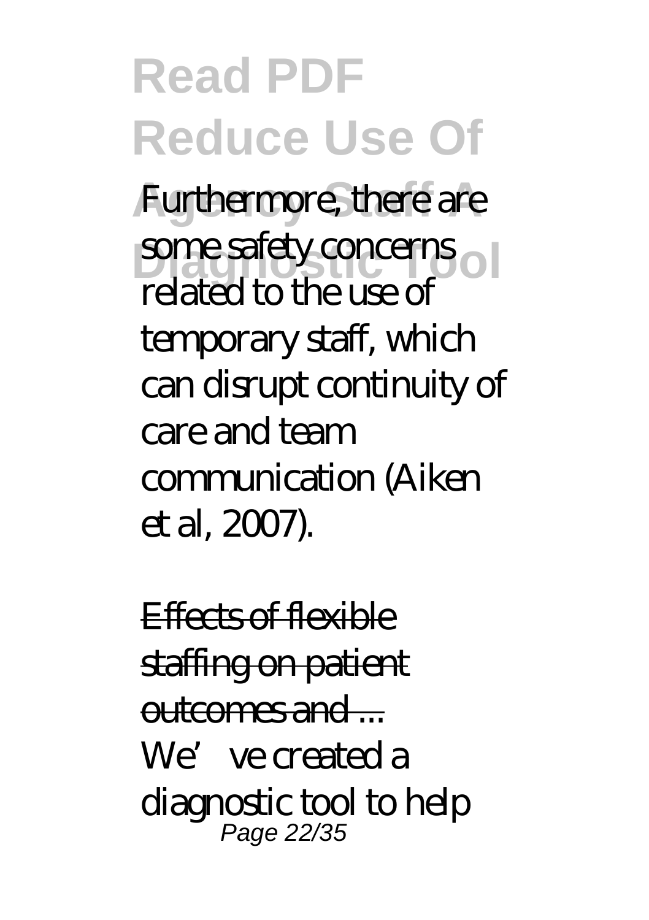Furthermore, there are some safety concerns related to the use of temporary staff, which can disrupt continuity of care and team communication (Aiken et al, 2007).

Effects of flexible staffing on patient outcomes and ...

We've created a diagnostic tool to help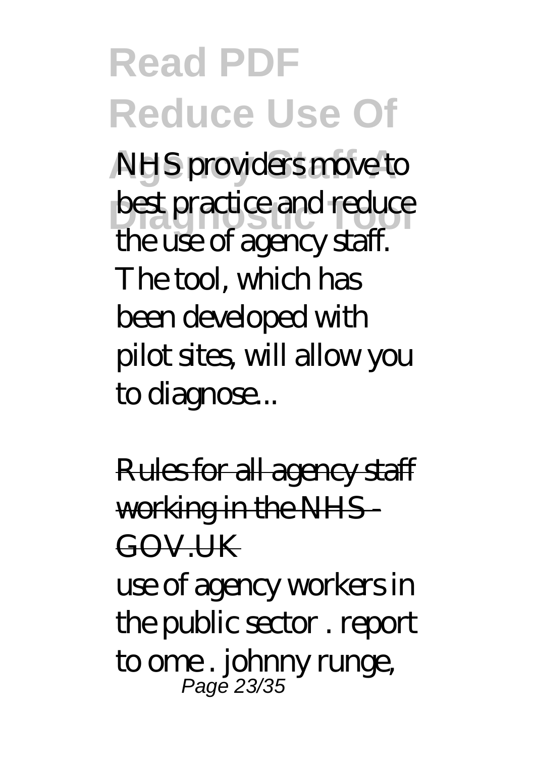NHS providers move to best practice and reduce the use of agency staff. The tool, which has been developed with pilot sites, will allow you to diagnose...

Rules for all agency staff working in the NHS - GOV.UK

use of agency workers in the public sector . report to ome . johnny runge,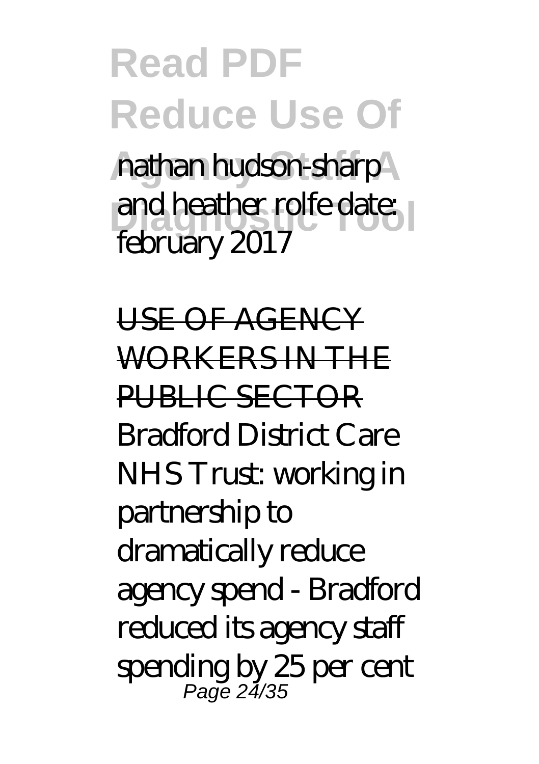nathan hudson-sharp and heather rolfe date: february 2017

USE OF AGENCY WORKERS IN THE PUBLIC SECTOR

Bradford District Care NHS Trust: working in partnership to dramatically reduce agency spend - Bradford reduced its agency staff spending by 25 per cent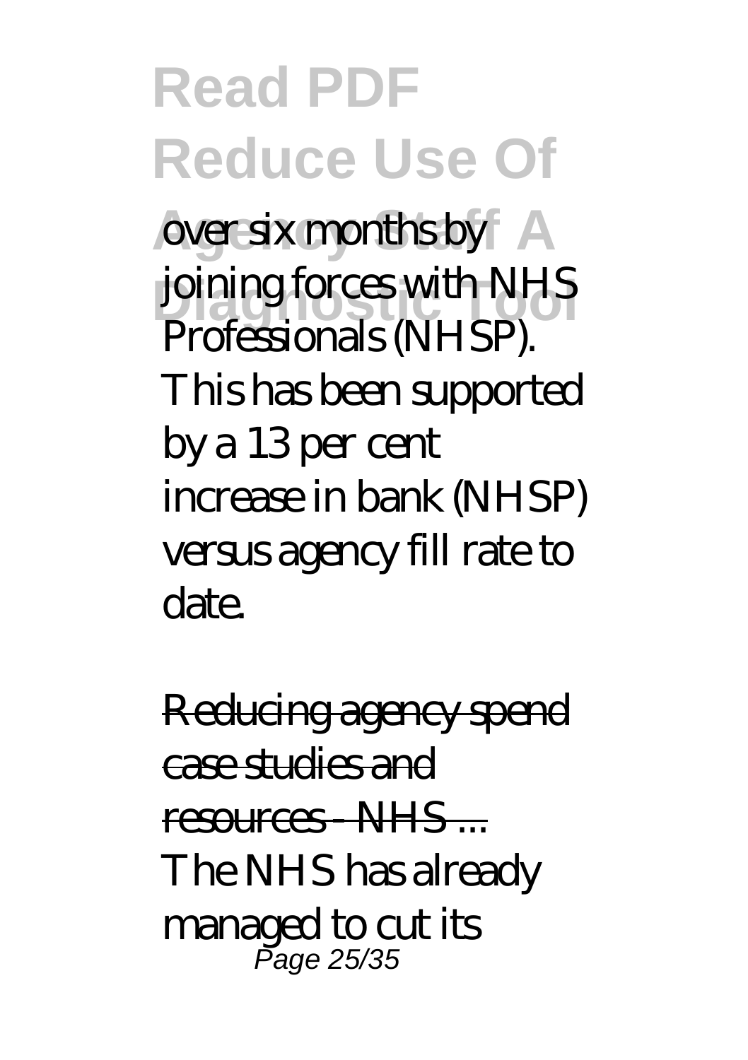over six months by joining forces with NHS Professionals (NHSP). This has been supported by a 13 per cent increase in bank (NHSP) versus agency fill rate to date.

Reducing agency spend case studies and resources - NHS ...

The NHS has already managed to cut its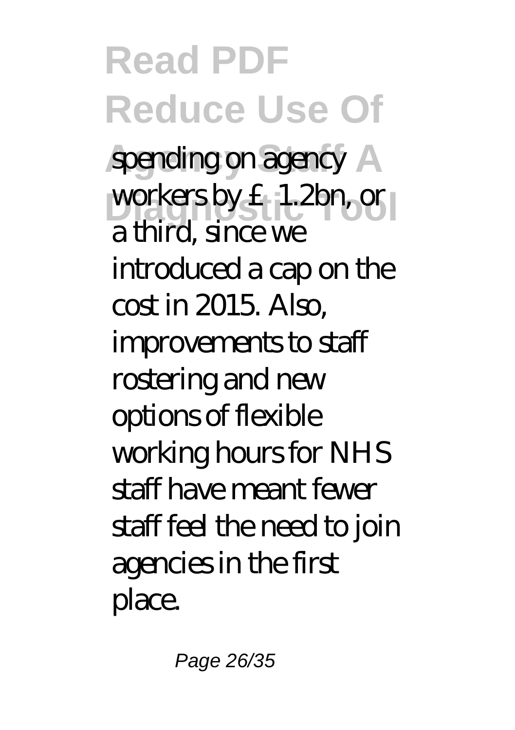spending on agency workers by £1.2bn, or a third, since we introduced a cap on the cost in 2015. Also, improvements to staff rostering and new options of flexible working hours for NHS staff have meant fewer staff feel the need to join agencies in the first place.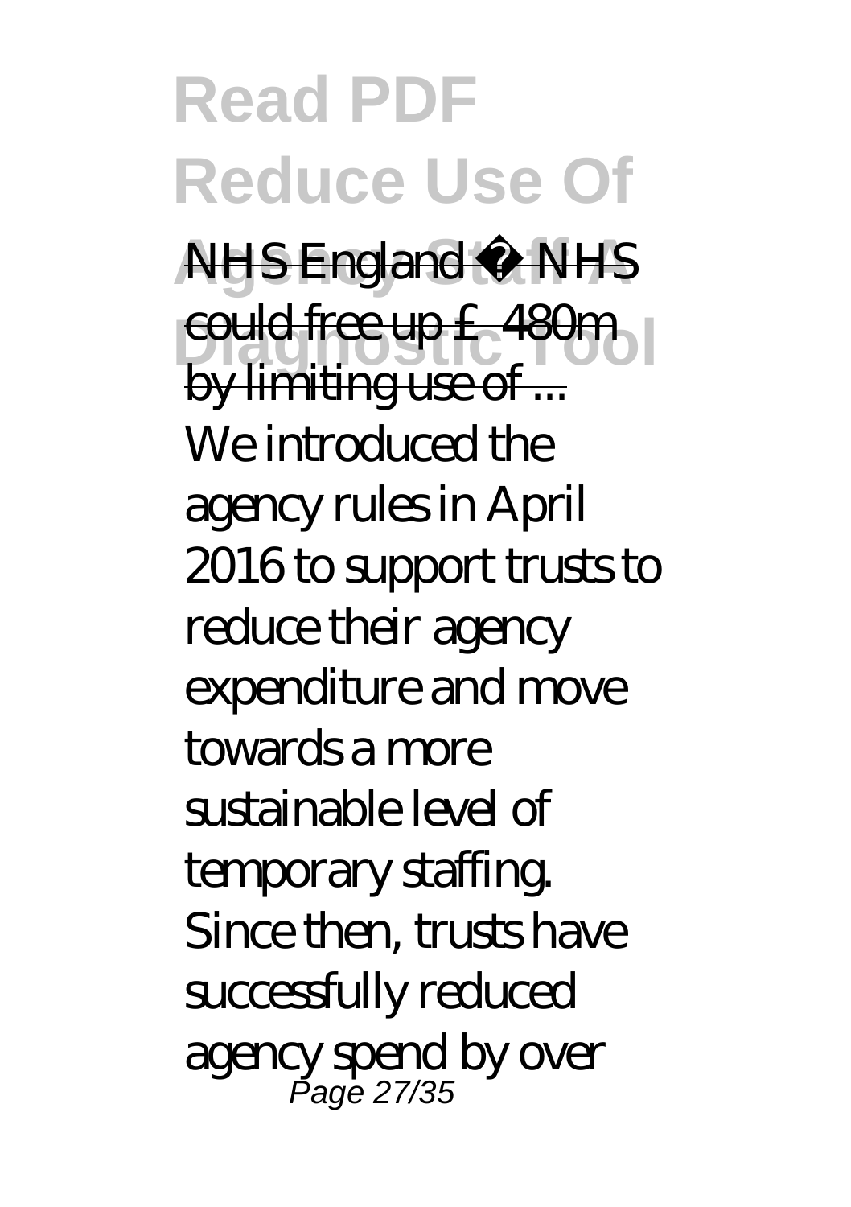NHS England » NHS could free up £480m by limiting use of ...

We introduced the agency rules in April 2016 to support trusts to reduce their agency expenditure and move towards a more sustainable level of temporary staffing. Since then, trusts have successfully reduced agency spend by over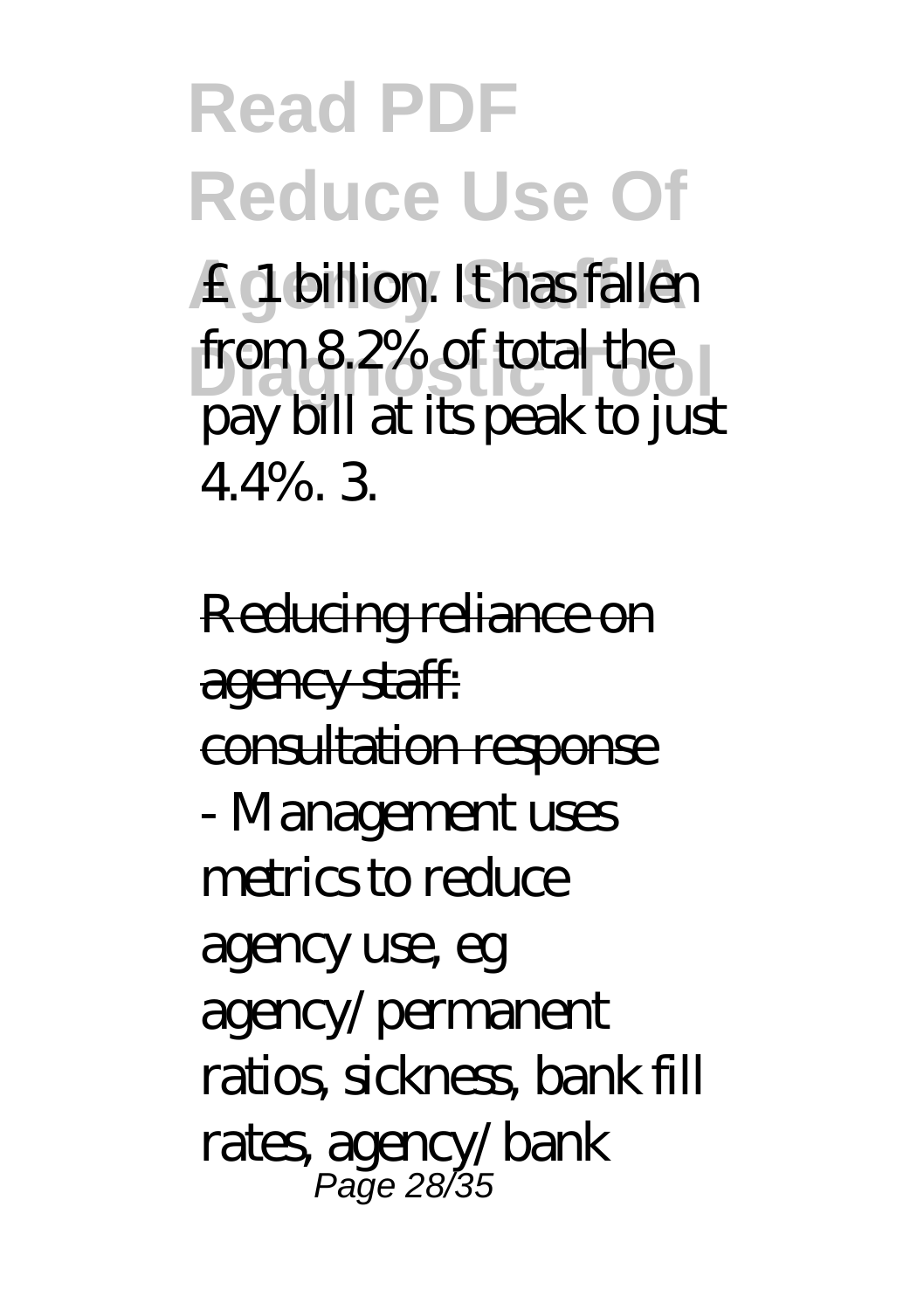£1 billion. It has fallen from 8.2% of total the pay bill at its peak to just 4.4%. 3.

Reducing reliance on agency staff: consultation response

- Management uses metrics to reduce agency use, eg agency/permanent ratios, sickness, bank fill rates, agency/bank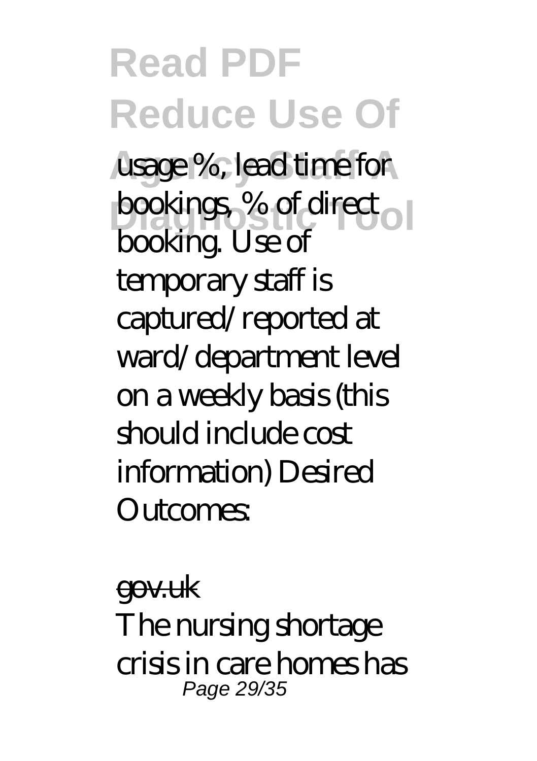usage %, lead time for bookings, % of direct booking. Use of temporary staff is captured/reported at ward/department level on a weekly basis (this should include cost information) Desired Outcomes:

gov.uk

The nursing shortage crisis in care homes has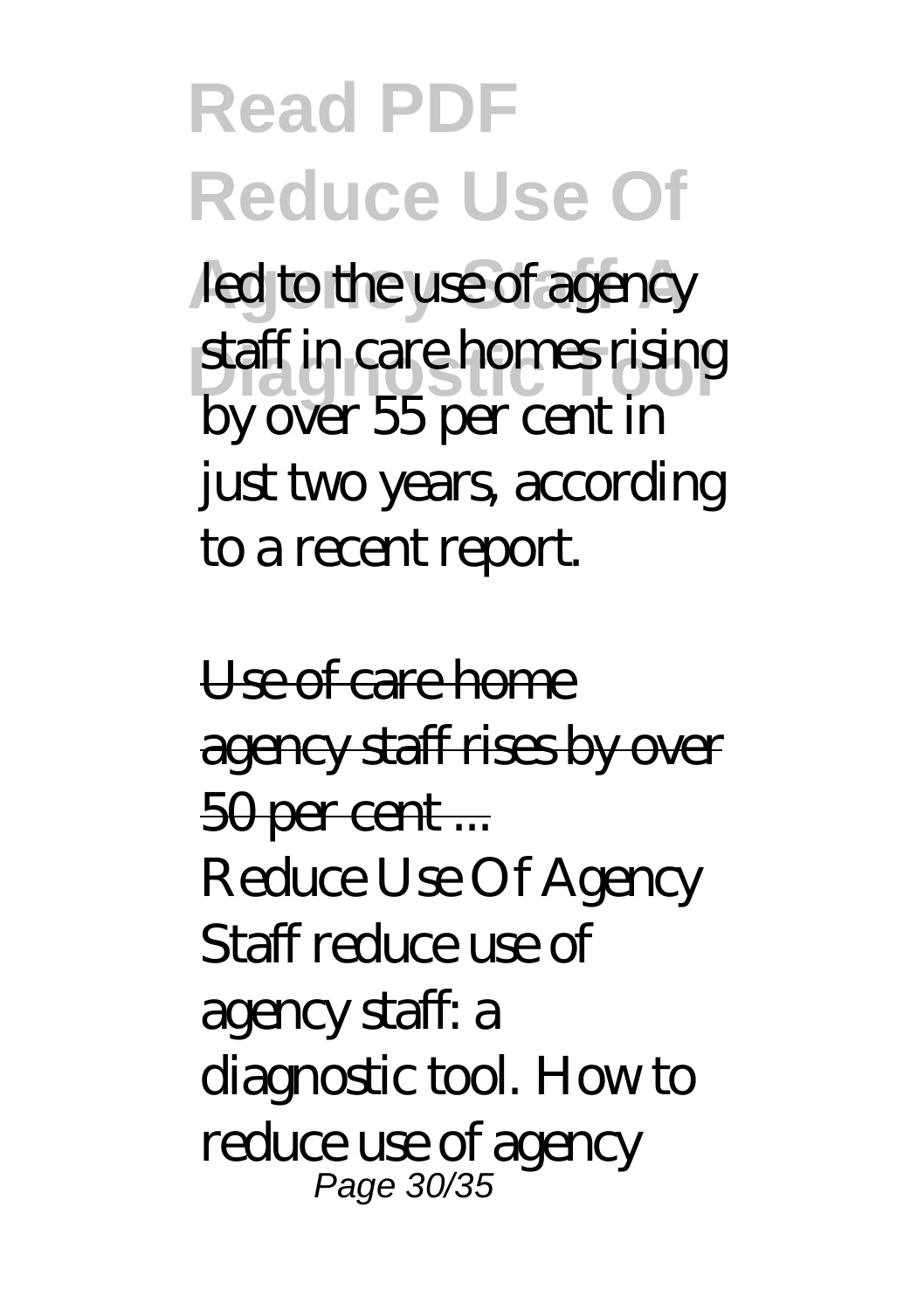led to the use of agency staff in care homes rising by over 55 per cent in just two years, according to a recent report.

Use of care home agency staff rises by over 50 per cent ...

Reduce Use Of Agency Staff reduce use of agency staff: a diagnostic tool. How to reduce use of agency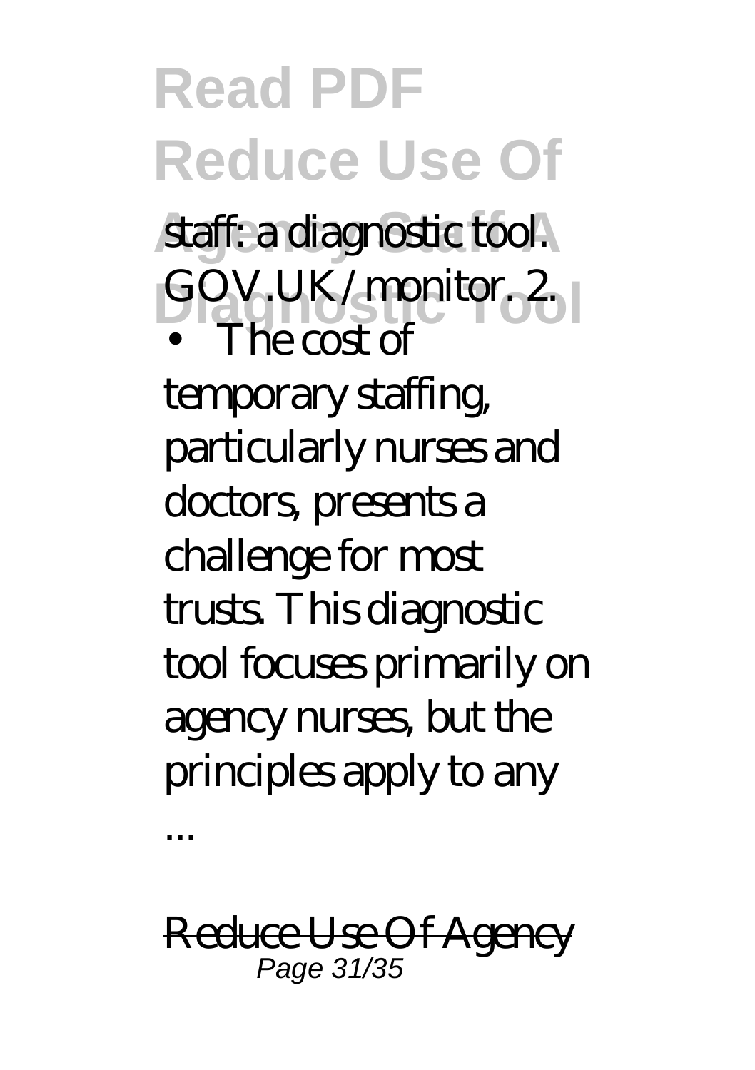staff: a diagnostic tool. GOV.UK/monitor. 2.

• The cost of temporary staffing, particularly nurses and doctors, presents a challenge for most trusts. This diagnostic tool focuses primarily on agency nurses, but the principles apply to any ...

Reduce Use Of Agency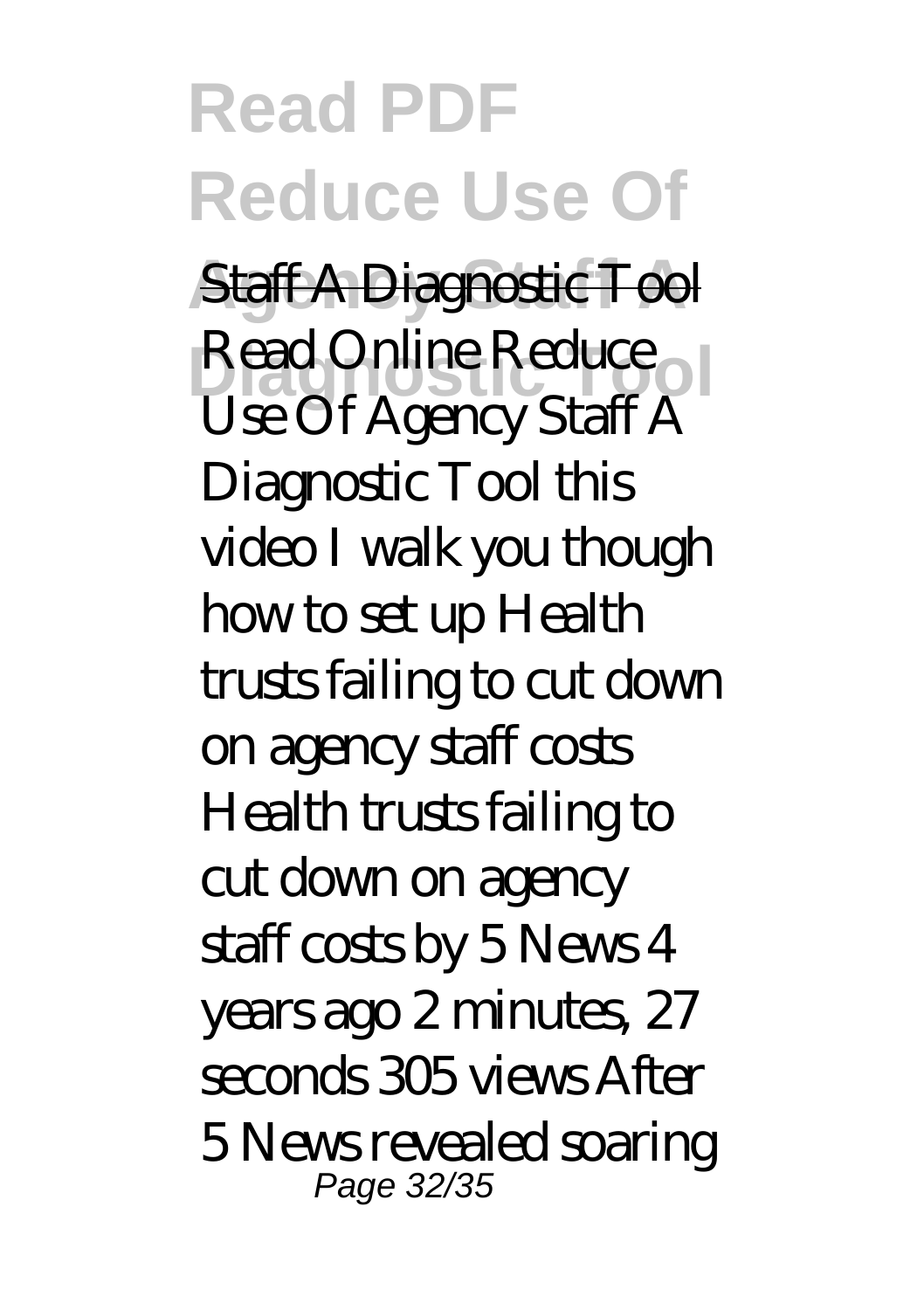Staff A Diagnostic Tool

Read Online Reduce Use Of Agency Staff A Diagnostic Tool this video I walk you though how to set up Health trusts failing to cut down on agency staff costs Health trusts failing to cut down on agency staff costs by 5 News 4 years ago 2 minutes, 27 seconds 305 views After 5 News revealed soaring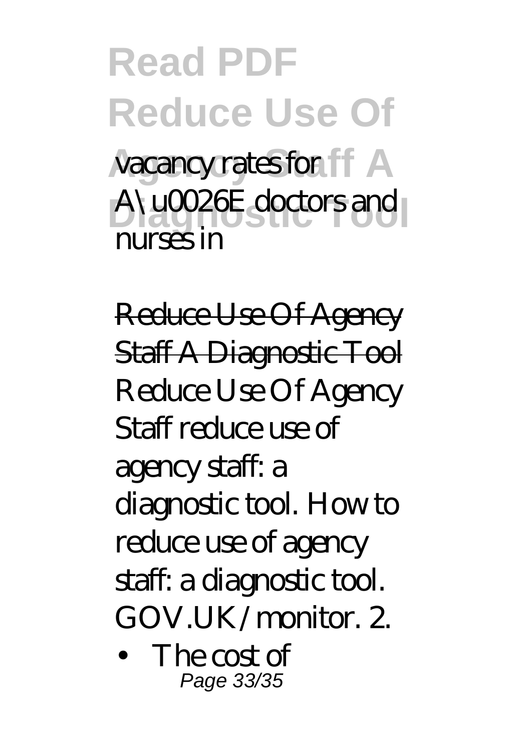vacancy rates for A\u0026E doctors and nurses in

Reduce Use Of Agency Staff A Diagnostic Tool

Reduce Use Of Agency Staff reduce use of agency staff: a diagnostic tool. How to reduce use of agency staff: a diagnostic tool. GOV.UK/monitor. 2.

- The cost of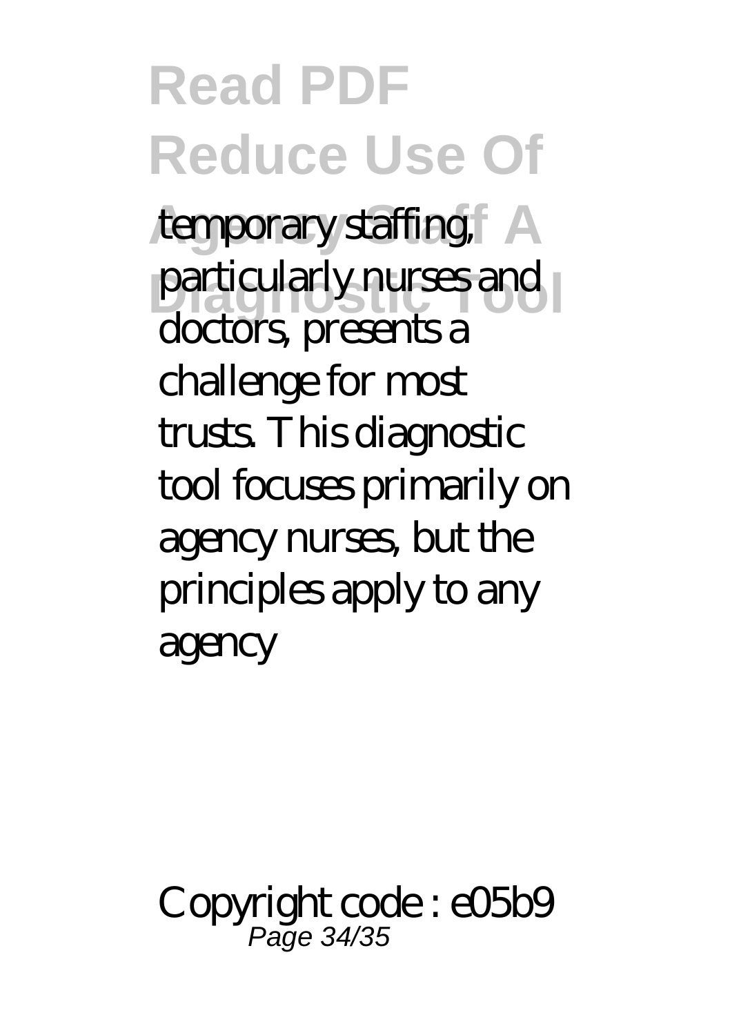temporary staffing, particularly nurses and doctors, presents a challenge for most trusts. This diagnostic tool focuses primarily on agency nurses, but the principles apply to any agency

Copyright code : e05b9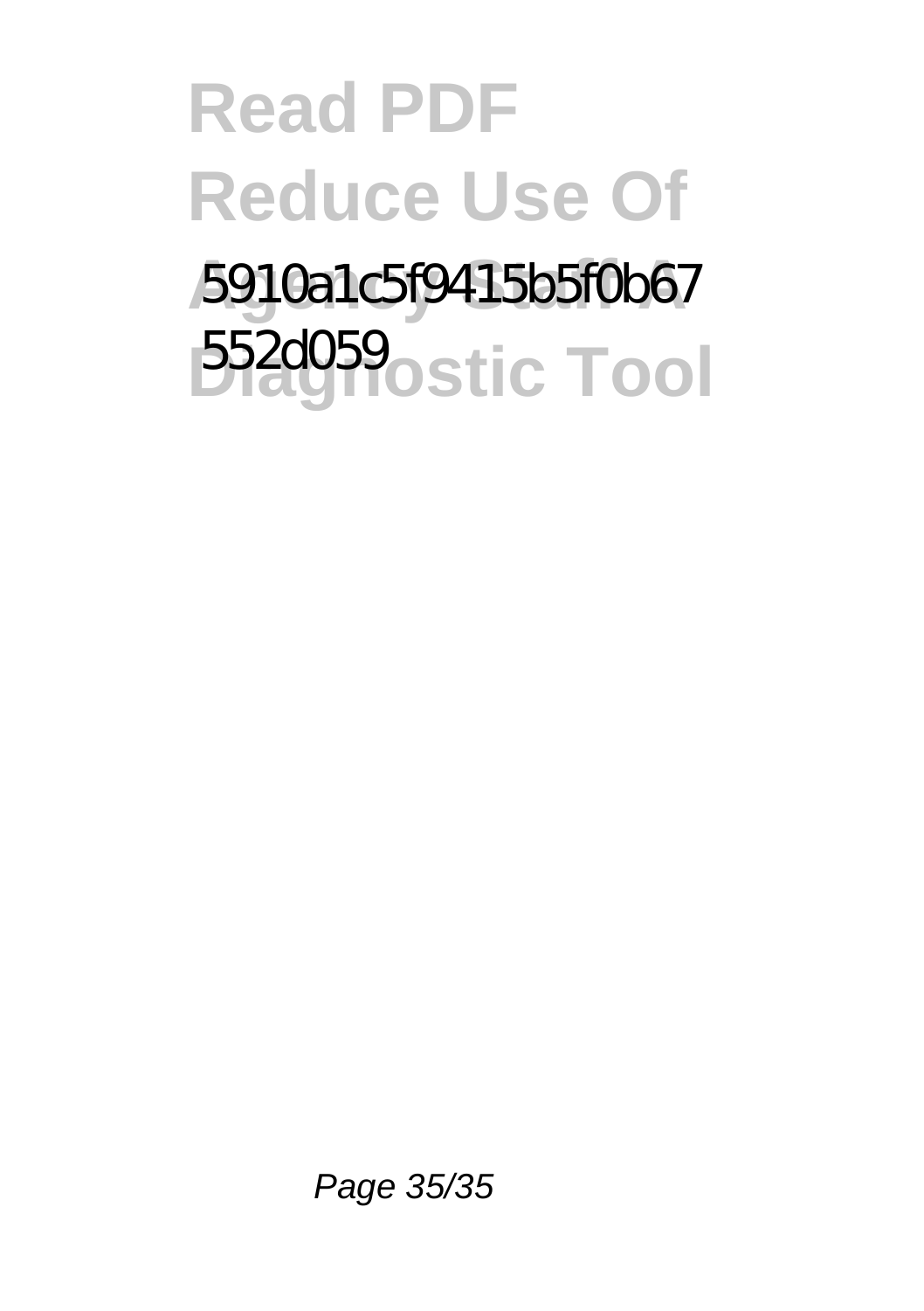5910a1c5f9415b5f0b67552d059